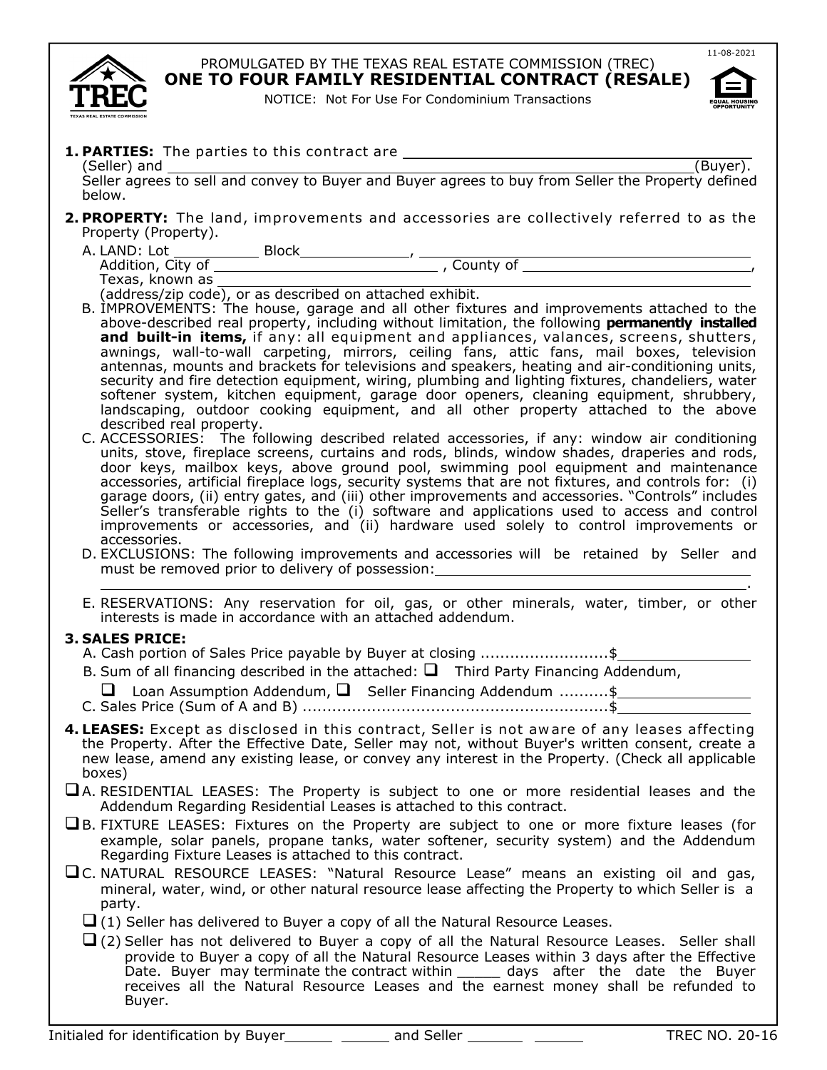11-08-2021

PROMULGATED BY THE TEXAS REAL ESTATE COMMISSION (TREC)

# ONE TO FOUR FAMILY RESIDENTIAL CONTRACT (RESALE)

NOTICE: Not For Use For Condominium Transactions

**1. PARTIES:** The parties to this contract are ______________________________ (Seller) and ______________________________ (Buyer). Seller agrees to sell and convey to Buyer and Buyer agrees to buy from Seller the Property defined below.

**2. PROPERTY:** The land, improvements and accessories are collectively referred to as the Property (Property).

A. LAND: Lot __________ Block __________, ______________________________ Addition, City of ______________________ , County of ______________________, Texas, known as ______________________________ (address/zip code), or as described on attached exhibit.

B. IMPROVEMENTS: The house, garage and all other fixtures and improvements attached to the above-described real property, including without limitation, the following **permanently installed and built-in items,** if any: all equipment and appliances, valances, screens, shutters, awnings, wall-to-wall carpeting, mirrors, ceiling fans, attic fans, mail boxes, television antennas, mounts and brackets for televisions and speakers, heating and air-conditioning units, security and fire detection equipment, wiring, plumbing and lighting fixtures, chandeliers, water softener system, kitchen equipment, garage door openers, cleaning equipment, shrubbery, landscaping, outdoor cooking equipment, and all other property attached to the above described real property.

C. ACCESSORIES: The following described related accessories, if any: window air conditioning units, stove, fireplace screens, curtains and rods, blinds, window shades, draperies and rods, door keys, mailbox keys, above ground pool, swimming pool equipment and maintenance accessories, artificial fireplace logs, security systems that are not fixtures, and controls for: (i) garage doors, (ii) entry gates, and (iii) other improvements and accessories. "Controls" includes Seller's transferable rights to the (i) software and applications used to access and control improvements or accessories, and (ii) hardware used solely to control improvements or accessories.

D. EXCLUSIONS: The following improvements and accessories will be retained by Seller and must be removed prior to delivery of possession: ______________________________ ______________________________.

E. RESERVATIONS: Any reservation for oil, gas, or other minerals, water, timber, or other interests is made in accordance with an attached addendum.

**3. SALES PRICE:**

A. Cash portion of Sales Price payable by Buyer at closing ..........................$__________

B. Sum of all financing described in the attached: ☐ Third Party Financing Addendum, ☐ Loan Assumption Addendum, ☐ Seller Financing Addendum ..........$__________

C. Sales Price (Sum of A and B) ..............................................................$__________

**4. LEASES:** Except as disclosed in this contract, Seller is not aware of any leases affecting the Property. After the Effective Date, Seller may not, without Buyer's written consent, create a new lease, amend any existing lease, or convey any interest in the Property. (Check all applicable boxes)

☐ A. RESIDENTIAL LEASES: The Property is subject to one or more residential leases and the Addendum Regarding Residential Leases is attached to this contract.

☐ B. FIXTURE LEASES: Fixtures on the Property are subject to one or more fixture leases (for example, solar panels, propane tanks, water softener, security system) and the Addendum Regarding Fixture Leases is attached to this contract.

☐ C. NATURAL RESOURCE LEASES: "Natural Resource Lease" means an existing oil and gas, mineral, water, wind, or other natural resource lease affecting the Property to which Seller is a party.

☐ (1) Seller has delivered to Buyer a copy of all the Natural Resource Leases.

☐ (2) Seller has not delivered to Buyer a copy of all the Natural Resource Leases. Seller shall provide to Buyer a copy of all the Natural Resource Leases within 3 days after the Effective Date. Buyer may terminate the contract within _____ days after the date the Buyer receives all the Natural Resource Leases and the earnest money shall be refunded to Buyer.

Initialed for identification by Buyer _____ _____ and Seller _____ _____ TREC NO. 20-16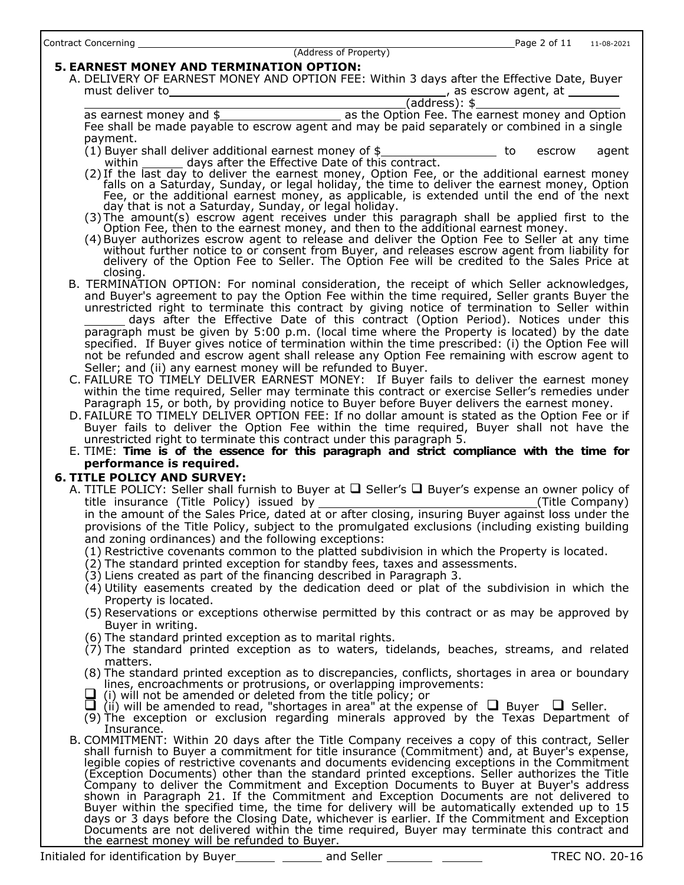Contract Concerning ______________________________________________ (Address of Property)

## 5. EARNEST MONEY AND TERMINATION OPTION:

A. DELIVERY OF EARNEST MONEY AND OPTION FEE: Within 3 days after the Effective Date, Buyer must deliver to ______________________________, as escrow agent, at ________ ______________________________(address): $____________________ as earnest money and $________________ as the Option Fee. The earnest money and Option Fee shall be made payable to escrow agent and may be paid separately or combined in a single payment.

(1) Buyer shall deliver additional earnest money of $________________ to escrow agent within ______ days after the Effective Date of this contract.

(2) If the last day to deliver the earnest money, Option Fee, or the additional earnest money falls on a Saturday, Sunday, or legal holiday, the time to deliver the earnest money, Option Fee, or the additional earnest money, as applicable, is extended until the end of the next day that is not a Saturday, Sunday, or legal holiday.

(3) The amount(s) escrow agent receives under this paragraph shall be applied first to the Option Fee, then to the earnest money, and then to the additional earnest money.

(4) Buyer authorizes escrow agent to release and deliver the Option Fee to Seller at any time without further notice to or consent from Buyer, and releases escrow agent from liability for delivery of the Option Fee to Seller. The Option Fee will be credited to the Sales Price at closing.

B. TERMINATION OPTION: For nominal consideration, the receipt of which Seller acknowledges, and Buyer's agreement to pay the Option Fee within the time required, Seller grants Buyer the unrestricted right to terminate this contract by giving notice of termination to Seller within ______ days after the Effective Date of this contract (Option Period). Notices under this paragraph must be given by 5:00 p.m. (local time where the Property is located) by the date specified. If Buyer gives notice of termination within the time prescribed: (i) the Option Fee will not be refunded and escrow agent shall release any Option Fee remaining with escrow agent to Seller; and (ii) any earnest money will be refunded to Buyer.

C. FAILURE TO TIMELY DELIVER EARNEST MONEY: If Buyer fails to deliver the earnest money within the time required, Seller may terminate this contract or exercise Seller's remedies under Paragraph 15, or both, by providing notice to Buyer before Buyer delivers the earnest money.

D. FAILURE TO TIMELY DELIVER OPTION FEE: If no dollar amount is stated as the Option Fee or if Buyer fails to deliver the Option Fee within the time required, Buyer shall not have the unrestricted right to terminate this contract under this paragraph 5.

E. TIME: **Time is of the essence for this paragraph and strict compliance with the time for performance is required.**

## 6. TITLE POLICY AND SURVEY:

A. TITLE POLICY: Seller shall furnish to Buyer at ☐ Seller's ☐ Buyer's expense an owner policy of title insurance (Title Policy) issued by ______________________________(Title Company) in the amount of the Sales Price, dated at or after closing, insuring Buyer against loss under the provisions of the Title Policy, subject to the promulgated exclusions (including existing building and zoning ordinances) and the following exceptions:

(1) Restrictive covenants common to the platted subdivision in which the Property is located.

(2) The standard printed exception for standby fees, taxes and assessments.

(3) Liens created as part of the financing described in Paragraph 3.

(4) Utility easements created by the dedication deed or plat of the subdivision in which the Property is located.

(5) Reservations or exceptions otherwise permitted by this contract or as may be approved by Buyer in writing.

(6) The standard printed exception as to marital rights.

(7) The standard printed exception as to waters, tidelands, beaches, streams, and related matters.

(8) The standard printed exception as to discrepancies, conflicts, shortages in area or boundary lines, encroachments or protrusions, or overlapping improvements:
☐ (i) will not be amended or deleted from the title policy; or
☐ (ii) will be amended to read, "shortages in area" at the expense of ☐ Buyer ☐ Seller.

(9) The exception or exclusion regarding minerals approved by the Texas Department of Insurance.

B. COMMITMENT: Within 20 days after the Title Company receives a copy of this contract, Seller shall furnish to Buyer a commitment for title insurance (Commitment) and, at Buyer's expense, legible copies of restrictive covenants and documents evidencing exceptions in the Commitment (Exception Documents) other than the standard printed exceptions. Seller authorizes the Title Company to deliver the Commitment and Exception Documents to Buyer at Buyer's address shown in Paragraph 21. If the Commitment and Exception Documents are not delivered to Buyer within the specified time, the time for delivery will be automatically extended up to 15 days or 3 days before the Closing Date, whichever is earlier. If the Commitment and Exception Documents are not delivered within the time required, Buyer may terminate this contract and the earnest money will be refunded to Buyer.

Initialed for identification by Buyer______ ______ and Seller ______ ______ TREC NO. 20-16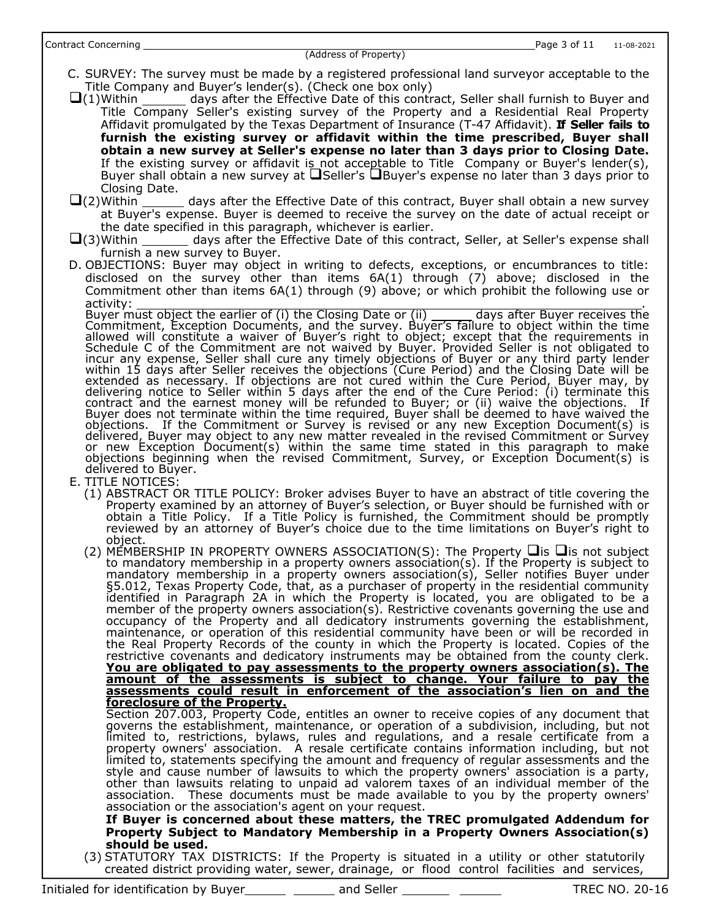Contract Concerning ______________________________________________
(Address of Property)

C. SURVEY: The survey must be made by a registered professional land surveyor acceptable to the Title Company and Buyer's lender(s). (Check one box only)

❑(1) Within ______ days after the Effective Date of this contract, Seller shall furnish to Buyer and Title Company Seller's existing survey of the Property and a Residential Real Property Affidavit promulgated by the Texas Department of Insurance (T-47 Affidavit). **If Seller fails to furnish the existing survey or affidavit within the time prescribed, Buyer shall obtain a new survey at Seller's expense no later than 3 days prior to Closing Date.** If the existing survey or affidavit is not acceptable to Title Company or Buyer's lender(s), Buyer shall obtain a new survey at ❑Seller's ❑Buyer's expense no later than 3 days prior to Closing Date.

❑(2) Within ______ days after the Effective Date of this contract, Buyer shall obtain a new survey at Buyer's expense. Buyer is deemed to receive the survey on the date of actual receipt or the date specified in this paragraph, whichever is earlier.

❑(3) Within ______ days after the Effective Date of this contract, Seller, at Seller's expense shall furnish a new survey to Buyer.

D. OBJECTIONS: Buyer may object in writing to defects, exceptions, or encumbrances to title: disclosed on the survey other than items 6A(1) through (7) above; disclosed in the Commitment other than items 6A(1) through (9) above; or which prohibit the following use or activity: ______________________________________________.

Buyer must object the earlier of (i) the Closing Date or (ii) ______ days after Buyer receives the Commitment, Exception Documents, and the survey. Buyer's failure to object within the time allowed will constitute a waiver of Buyer's right to object; except that the requirements in Schedule C of the Commitment are not waived by Buyer. Provided Seller is not obligated to incur any expense, Seller shall cure any timely objections of Buyer or any third party lender within 15 days after Seller receives the objections (Cure Period) and the Closing Date will be extended as necessary. If objections are not cured within the Cure Period, Buyer may, by delivering notice to Seller within 5 days after the end of the Cure Period: (i) terminate this contract and the earnest money will be refunded to Buyer; or (ii) waive the objections. If Buyer does not terminate within the time required, Buyer shall be deemed to have waived the objections. If the Commitment or Survey is revised or any new Exception Document(s) is delivered, Buyer may object to any new matter revealed in the revised Commitment or Survey or new Exception Document(s) within the same time stated in this paragraph to make objections beginning when the revised Commitment, Survey, or Exception Document(s) is delivered to Buyer.

E. TITLE NOTICES:

(1) ABSTRACT OR TITLE POLICY: Broker advises Buyer to have an abstract of title covering the Property examined by an attorney of Buyer's selection, or Buyer should be furnished with or obtain a Title Policy. If a Title Policy is furnished, the Commitment should be promptly reviewed by an attorney of Buyer's choice due to the time limitations on Buyer's right to object.

(2) MEMBERSHIP IN PROPERTY OWNERS ASSOCIATION(S): The Property ❑is ❑is not subject to mandatory membership in a property owners association(s). If the Property is subject to mandatory membership in a property owners association(s), Seller notifies Buyer under §5.012, Texas Property Code, that, as a purchaser of property in the residential community identified in Paragraph 2A in which the Property is located, you are obligated to be a member of the property owners association(s). Restrictive covenants governing the use and occupancy of the Property and all dedicatory instruments governing the establishment, maintenance, or operation of this residential community have been or will be recorded in the Real Property Records of the county in which the Property is located. Copies of the restrictive covenants and dedicatory instruments may be obtained from the county clerk. <u>**You are obligated to pay assessments to the property owners association(s). The amount of the assessments is subject to change. Your failure to pay the assessments could result in enforcement of the association's lien on and the foreclosure of the Property.**</u>

Section 207.003, Property Code, entitles an owner to receive copies of any document that governs the establishment, maintenance, or operation of a subdivision, including, but not limited to, restrictions, bylaws, rules and regulations, and a resale certificate from a property owners' association. A resale certificate contains information including, but not limited to, statements specifying the amount and frequency of regular assessments and the style and cause number of lawsuits to which the property owners' association is a party, other than lawsuits relating to unpaid ad valorem taxes of an individual member of the association. These documents must be made available to you by the property owners' association or the association's agent on your request.

**If Buyer is concerned about these matters, the TREC promulgated Addendum for Property Subject to Mandatory Membership in a Property Owners Association(s) should be used.**

(3) STATUTORY TAX DISTRICTS: If the Property is situated in a utility or other statutorily created district providing water, sewer, drainage, or flood control facilities and services,

Initialed for identification by Buyer______ ______ and Seller ______ ______ TREC NO. 20-16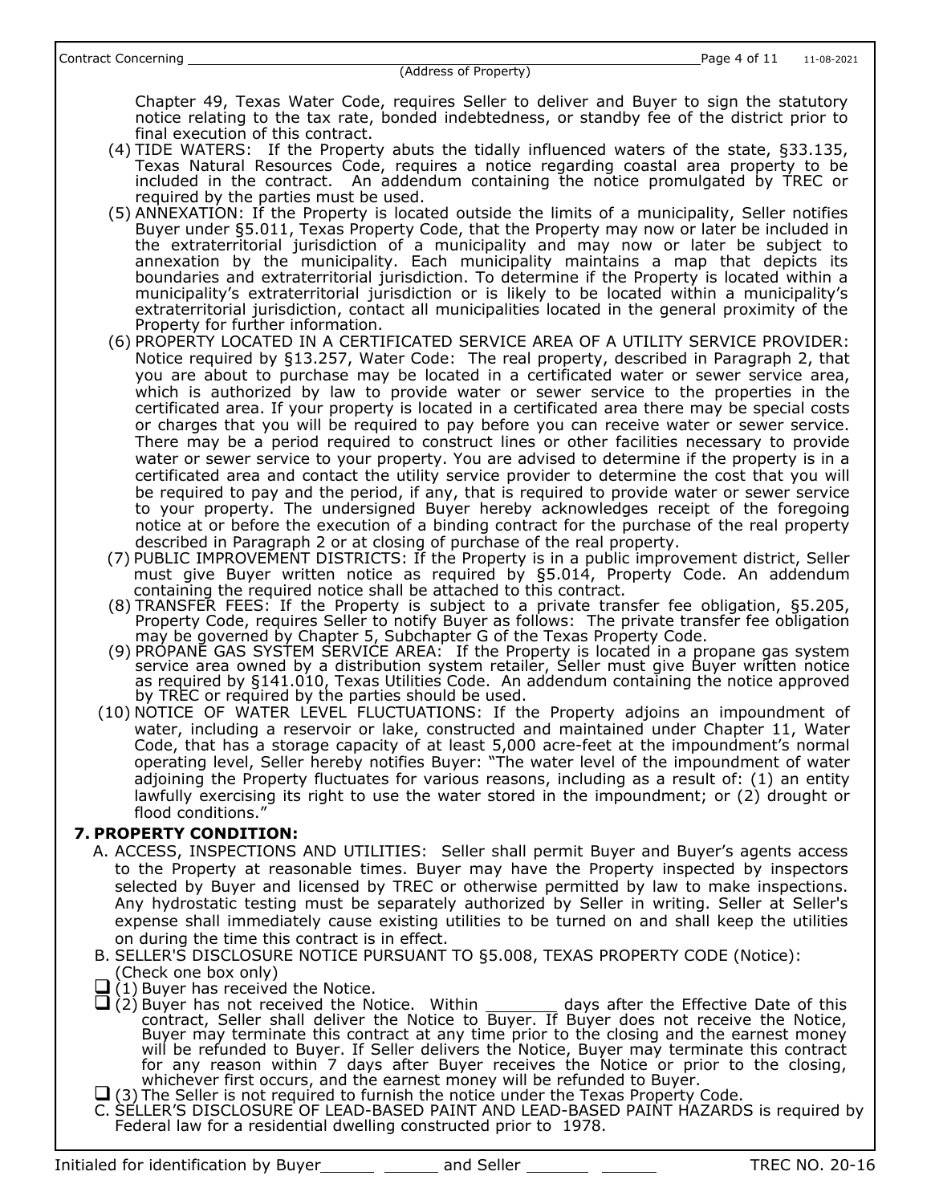Chapter 49, Texas Water Code, requires Seller to deliver and Buyer to sign the statutory notice relating to the tax rate, bonded indebtedness, or standby fee of the district prior to final execution of this contract.

(4) TIDE WATERS: If the Property abuts the tidally influenced waters of the state, §33.135, Texas Natural Resources Code, requires a notice regarding coastal area property to be included in the contract. An addendum containing the notice promulgated by TREC or required by the parties must be used.

(5) ANNEXATION: If the Property is located outside the limits of a municipality, Seller notifies Buyer under §5.011, Texas Property Code, that the Property may now or later be included in the extraterritorial jurisdiction of a municipality and may now or later be subject to annexation by the municipality. Each municipality maintains a map that depicts its boundaries and extraterritorial jurisdiction. To determine if the Property is located within a municipality's extraterritorial jurisdiction or is likely to be located within a municipality's extraterritorial jurisdiction, contact all municipalities located in the general proximity of the Property for further information.

(6) PROPERTY LOCATED IN A CERTIFICATED SERVICE AREA OF A UTILITY SERVICE PROVIDER: Notice required by §13.257, Water Code: The real property, described in Paragraph 2, that you are about to purchase may be located in a certificated water or sewer service area, which is authorized by law to provide water or sewer service to the properties in the certificated area. If your property is located in a certificated area there may be special costs or charges that you will be required to pay before you can receive water or sewer service. There may be a period required to construct lines or other facilities necessary to provide water or sewer service to your property. You are advised to determine if the property is in a certificated area and contact the utility service provider to determine the cost that you will be required to pay and the period, if any, that is required to provide water or sewer service to your property. The undersigned Buyer hereby acknowledges receipt of the foregoing notice at or before the execution of a binding contract for the purchase of the real property described in Paragraph 2 or at closing of purchase of the real property.

(7) PUBLIC IMPROVEMENT DISTRICTS: If the Property is in a public improvement district, Seller must give Buyer written notice as required by §5.014, Property Code. An addendum containing the required notice shall be attached to this contract.

(8) TRANSFER FEES: If the Property is subject to a private transfer fee obligation, §5.205, Property Code, requires Seller to notify Buyer as follows: The private transfer fee obligation may be governed by Chapter 5, Subchapter G of the Texas Property Code.

(9) PROPANE GAS SYSTEM SERVICE AREA: If the Property is located in a propane gas system service area owned by a distribution system retailer, Seller must give Buyer written notice as required by §141.010, Texas Utilities Code. An addendum containing the notice approved by TREC or required by the parties should be used.

(10) NOTICE OF WATER LEVEL FLUCTUATIONS: If the Property adjoins an impoundment of water, including a reservoir or lake, constructed and maintained under Chapter 11, Water Code, that has a storage capacity of at least 5,000 acre-feet at the impoundment's normal operating level, Seller hereby notifies Buyer: "The water level of the impoundment of water adjoining the Property fluctuates for various reasons, including as a result of: (1) an entity lawfully exercising its right to use the water stored in the impoundment; or (2) drought or flood conditions."

**7. PROPERTY CONDITION:**

A. ACCESS, INSPECTIONS AND UTILITIES: Seller shall permit Buyer and Buyer's agents access to the Property at reasonable times. Buyer may have the Property inspected by inspectors selected by Buyer and licensed by TREC or otherwise permitted by law to make inspections. Any hydrostatic testing must be separately authorized by Seller in writing. Seller at Seller's expense shall immediately cause existing utilities to be turned on and shall keep the utilities on during the time this contract is in effect.

B. SELLER'S DISCLOSURE NOTICE PURSUANT TO §5.008, TEXAS PROPERTY CODE (Notice):
(Check one box only)

☐ (1) Buyer has received the Notice.

☐ (2) Buyer has not received the Notice. Within ________ days after the Effective Date of this contract, Seller shall deliver the Notice to Buyer. If Buyer does not receive the Notice, Buyer may terminate this contract at any time prior to the closing and the earnest money will be refunded to Buyer. If Seller delivers the Notice, Buyer may terminate this contract for any reason within 7 days after Buyer receives the Notice or prior to the closing, whichever first occurs, and the earnest money will be refunded to Buyer.

☐ (3) The Seller is not required to furnish the notice under the Texas Property Code.

C. SELLER'S DISCLOSURE OF LEAD-BASED PAINT AND LEAD-BASED PAINT HAZARDS is required by Federal law for a residential dwelling constructed prior to 1978.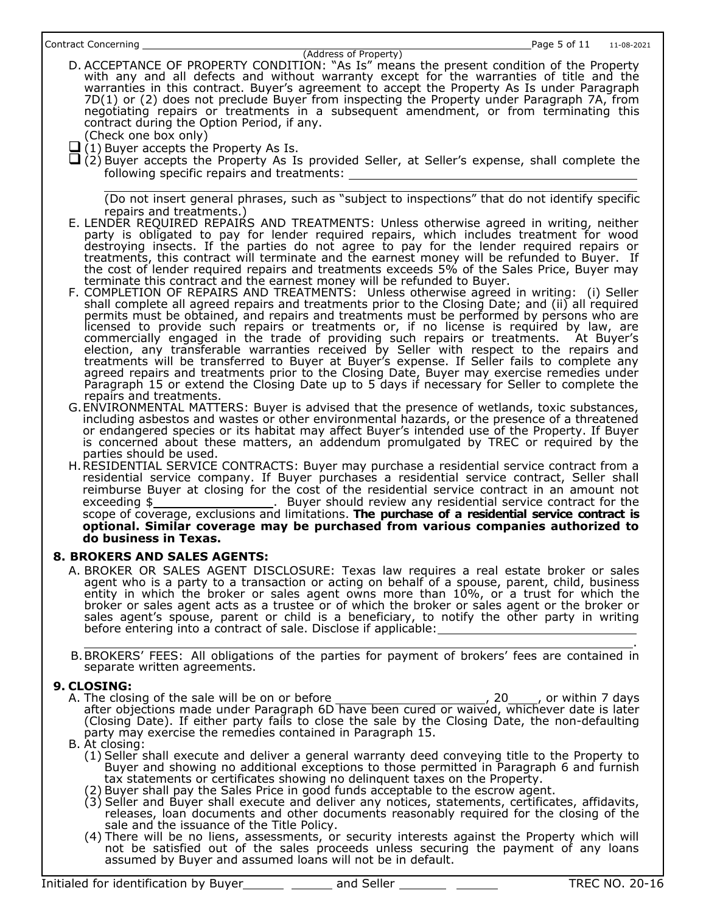D. ACCEPTANCE OF PROPERTY CONDITION: "As Is" means the present condition of the Property with any and all defects and without warranty except for the warranties of title and the warranties in this contract. Buyer's agreement to accept the Property As Is under Paragraph 7D(1) or (2) does not preclude Buyer from inspecting the Property under Paragraph 7A, from negotiating repairs or treatments in a subsequent amendment, or from terminating this contract during the Option Period, if any.

(Check one box only)

- ☐ (1) Buyer accepts the Property As Is.
- ☐ (2) Buyer accepts the Property As Is provided Seller, at Seller's expense, shall complete the following specific repairs and treatments: ______________________________________________

  ______________________________________________________________________________

  (Do not insert general phrases, such as "subject to inspections" that do not identify specific repairs and treatments.)

E. LENDER REQUIRED REPAIRS AND TREATMENTS: Unless otherwise agreed in writing, neither party is obligated to pay for lender required repairs, which includes treatment for wood destroying insects. If the parties do not agree to pay for the lender required repairs or treatments, this contract will terminate and the earnest money will be refunded to Buyer. If the cost of lender required repairs and treatments exceeds 5% of the Sales Price, Buyer may terminate this contract and the earnest money will be refunded to Buyer.

F. COMPLETION OF REPAIRS AND TREATMENTS: Unless otherwise agreed in writing: (i) Seller shall complete all agreed repairs and treatments prior to the Closing Date; and (ii) all required permits must be obtained, and repairs and treatments must be performed by persons who are licensed to provide such repairs or treatments or, if no license is required by law, are commercially engaged in the trade of providing such repairs or treatments. At Buyer's election, any transferable warranties received by Seller with respect to the repairs and treatments will be transferred to Buyer at Buyer's expense. If Seller fails to complete any agreed repairs and treatments prior to the Closing Date, Buyer may exercise remedies under Paragraph 15 or extend the Closing Date up to 5 days if necessary for Seller to complete the repairs and treatments.

G. ENVIRONMENTAL MATTERS: Buyer is advised that the presence of wetlands, toxic substances, including asbestos and wastes or other environmental hazards, or the presence of a threatened or endangered species or its habitat may affect Buyer's intended use of the Property. If Buyer is concerned about these matters, an addendum promulgated by TREC or required by the parties should be used.

H. RESIDENTIAL SERVICE CONTRACTS: Buyer may purchase a residential service contract from a residential service company. If Buyer purchases a residential service contract, Seller shall reimburse Buyer at closing for the cost of the residential service contract in an amount not exceeding $______________. Buyer should review any residential service contract for the scope of coverage, exclusions and limitations. **The purchase of a residential service contract is optional. Similar coverage may be purchased from various companies authorized to do business in Texas.**

## 8. BROKERS AND SALES AGENTS:

A. BROKER OR SALES AGENT DISCLOSURE: Texas law requires a real estate broker or sales agent who is a party to a transaction or acting on behalf of a spouse, parent, child, business entity in which the broker or sales agent owns more than 10%, or a trust for which the broker or sales agent acts as a trustee or of which the broker or sales agent or the broker or sales agent's spouse, parent or child is a beneficiary, to notify the other party in writing before entering into a contract of sale. Disclose if applicable: ______________________________

______________________________________________________________________________.

B. BROKERS' FEES: All obligations of the parties for payment of brokers' fees are contained in separate written agreements.

## 9. CLOSING:

A. The closing of the sale will be on or before ____________________, 20____, or within 7 days after objections made under Paragraph 6D have been cured or waived, whichever date is later (Closing Date). If either party fails to close the sale by the Closing Date, the non-defaulting party may exercise the remedies contained in Paragraph 15.

B. At closing:

(1) Seller shall execute and deliver a general warranty deed conveying title to the Property to Buyer and showing no additional exceptions to those permitted in Paragraph 6 and furnish tax statements or certificates showing no delinquent taxes on the Property.

(2) Buyer shall pay the Sales Price in good funds acceptable to the escrow agent.

(3) Seller and Buyer shall execute and deliver any notices, statements, certificates, affidavits, releases, loan documents and other documents reasonably required for the closing of the sale and the issuance of the Title Policy.

(4) There will be no liens, assessments, or security interests against the Property which will not be satisfied out of the sales proceeds unless securing the payment of any loans assumed by Buyer and assumed loans will not be in default.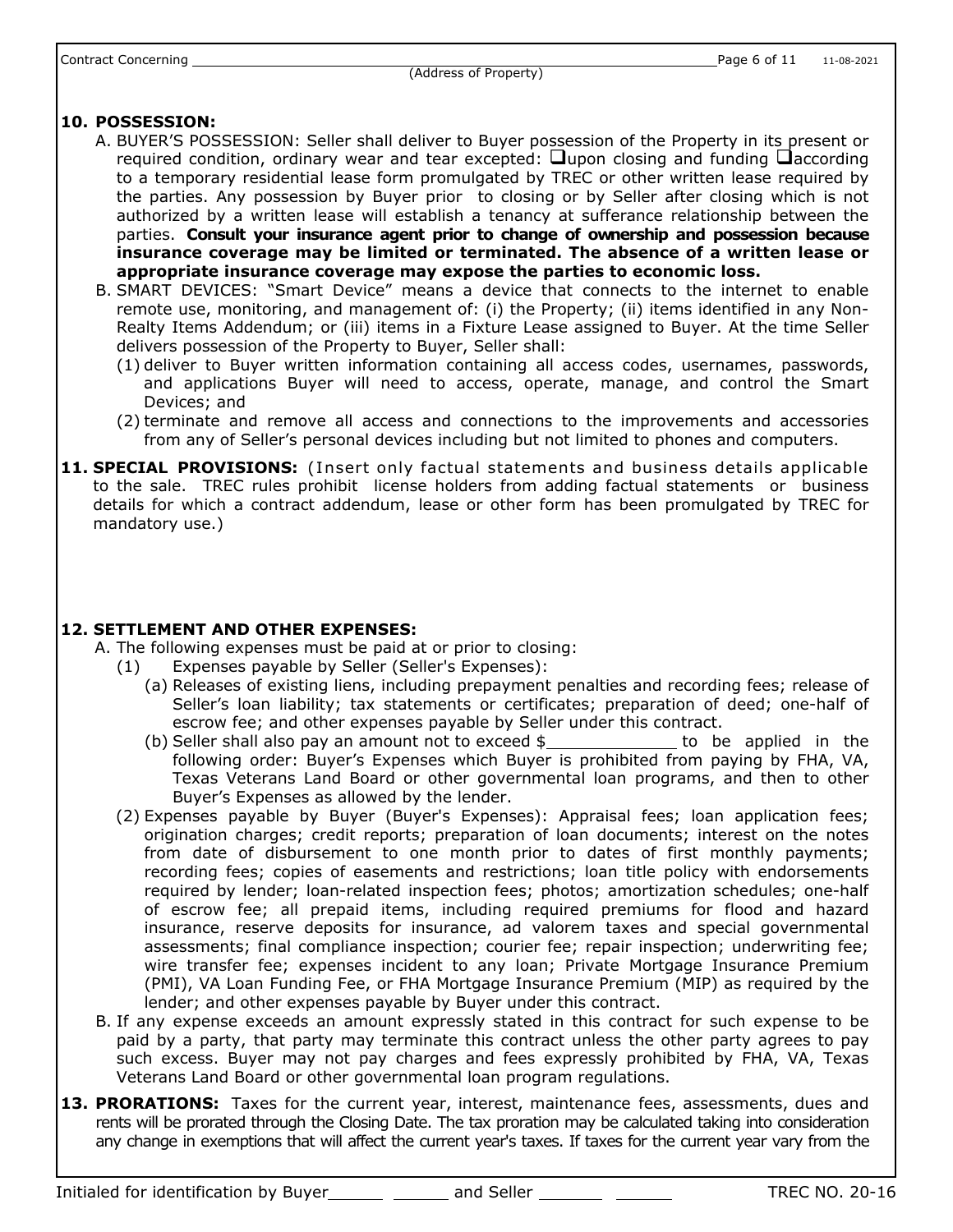## 10. POSSESSION:

A. BUYER'S POSSESSION: Seller shall deliver to Buyer possession of the Property in its present or required condition, ordinary wear and tear excepted: ❑upon closing and funding ❑according to a temporary residential lease form promulgated by TREC or other written lease required by the parties. Any possession by Buyer prior to closing or by Seller after closing which is not authorized by a written lease will establish a tenancy at sufferance relationship between the parties. **Consult your insurance agent prior to change of ownership and possession because insurance coverage may be limited or terminated. The absence of a written lease or appropriate insurance coverage may expose the parties to economic loss.**

B. SMART DEVICES: "Smart Device" means a device that connects to the internet to enable remote use, monitoring, and management of: (i) the Property; (ii) items identified in any Non-Realty Items Addendum; or (iii) items in a Fixture Lease assigned to Buyer. At the time Seller delivers possession of the Property to Buyer, Seller shall:

(1) deliver to Buyer written information containing all access codes, usernames, passwords, and applications Buyer will need to access, operate, manage, and control the Smart Devices; and

(2) terminate and remove all access and connections to the improvements and accessories from any of Seller's personal devices including but not limited to phones and computers.

## 11. SPECIAL PROVISIONS: 

(Insert only factual statements and business details applicable to the sale. TREC rules prohibit license holders from adding factual statements or business details for which a contract addendum, lease or other form has been promulgated by TREC for mandatory use.)

## 12. SETTLEMENT AND OTHER EXPENSES:

A. The following expenses must be paid at or prior to closing:

(1) Expenses payable by Seller (Seller's Expenses):

(a) Releases of existing liens, including prepayment penalties and recording fees; release of Seller's loan liability; tax statements or certificates; preparation of deed; one-half of escrow fee; and other expenses payable by Seller under this contract.

(b) Seller shall also pay an amount not to exceed $____________ to be applied in the following order: Buyer's Expenses which Buyer is prohibited from paying by FHA, VA, Texas Veterans Land Board or other governmental loan programs, and then to other Buyer's Expenses as allowed by the lender.

(2) Expenses payable by Buyer (Buyer's Expenses): Appraisal fees; loan application fees; origination charges; credit reports; preparation of loan documents; interest on the notes from date of disbursement to one month prior to dates of first monthly payments; recording fees; copies of easements and restrictions; loan title policy with endorsements required by lender; loan-related inspection fees; photos; amortization schedules; one-half of escrow fee; all prepaid items, including required premiums for flood and hazard insurance, reserve deposits for insurance, ad valorem taxes and special governmental assessments; final compliance inspection; courier fee; repair inspection; underwriting fee; wire transfer fee; expenses incident to any loan; Private Mortgage Insurance Premium (PMI), VA Loan Funding Fee, or FHA Mortgage Insurance Premium (MIP) as required by the lender; and other expenses payable by Buyer under this contract.

B. If any expense exceeds an amount expressly stated in this contract for such expense to be paid by a party, that party may terminate this contract unless the other party agrees to pay such excess. Buyer may not pay charges and fees expressly prohibited by FHA, VA, Texas Veterans Land Board or other governmental loan program regulations.

## 13. PRORATIONS: 

Taxes for the current year, interest, maintenance fees, assessments, dues and rents will be prorated through the Closing Date. The tax proration may be calculated taking into consideration any change in exemptions that will affect the current year's taxes. If taxes for the current year vary from the

Initialed for identification by Buyer______ ______ and Seller ______ ______ TREC NO. 20-16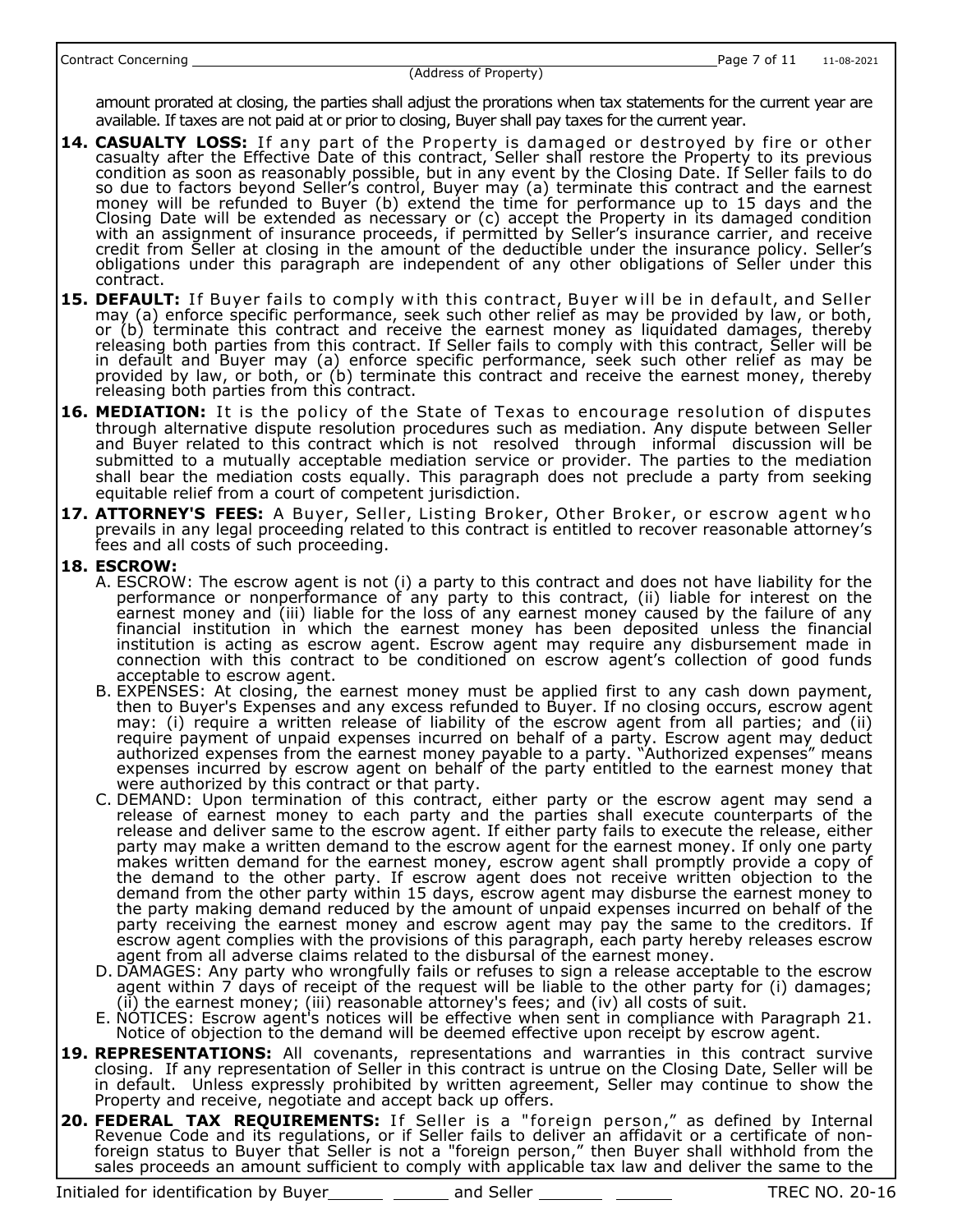amount prorated at closing, the parties shall adjust the prorations when tax statements for the current year are available. If taxes are not paid at or prior to closing, Buyer shall pay taxes for the current year.

**14. CASUALTY LOSS:** If any part of the Property is damaged or destroyed by fire or other casualty after the Effective Date of this contract, Seller shall restore the Property to its previous condition as soon as reasonably possible, but in any event by the Closing Date. If Seller fails to do so due to factors beyond Seller's control, Buyer may (a) terminate this contract and the earnest money will be refunded to Buyer (b) extend the time for performance up to 15 days and the Closing Date will be extended as necessary or (c) accept the Property in its damaged condition with an assignment of insurance proceeds, if permitted by Seller's insurance carrier, and receive credit from Seller at closing in the amount of the deductible under the insurance policy. Seller's obligations under this paragraph are independent of any other obligations of Seller under this contract.

**15. DEFAULT:** If Buyer fails to comply with this contract, Buyer will be in default, and Seller may (a) enforce specific performance, seek such other relief as may be provided by law, or both, or (b) terminate this contract and receive the earnest money as liquidated damages, thereby releasing both parties from this contract. If Seller fails to comply with this contract, Seller will be in default and Buyer may (a) enforce specific performance, seek such other relief as may be provided by law, or both, or (b) terminate this contract and receive the earnest money, thereby releasing both parties from this contract.

**16. MEDIATION:** It is the policy of the State of Texas to encourage resolution of disputes through alternative dispute resolution procedures such as mediation. Any dispute between Seller and Buyer related to this contract which is not resolved through informal discussion will be submitted to a mutually acceptable mediation service or provider. The parties to the mediation shall bear the mediation costs equally. This paragraph does not preclude a party from seeking equitable relief from a court of competent jurisdiction.

**17. ATTORNEY'S FEES:** A Buyer, Seller, Listing Broker, Other Broker, or escrow agent who prevails in any legal proceeding related to this contract is entitled to recover reasonable attorney's fees and all costs of such proceeding.

**18. ESCROW:**

A. ESCROW: The escrow agent is not (i) a party to this contract and does not have liability for the performance or nonperformance of any party to this contract, (ii) liable for interest on the earnest money and (iii) liable for the loss of any earnest money caused by the failure of any financial institution in which the earnest money has been deposited unless the financial institution is acting as escrow agent. Escrow agent may require any disbursement made in connection with this contract to be conditioned on escrow agent's collection of good funds acceptable to escrow agent.

B. EXPENSES: At closing, the earnest money must be applied first to any cash down payment, then to Buyer's Expenses and any excess refunded to Buyer. If no closing occurs, escrow agent may: (i) require a written release of liability of the escrow agent from all parties; and (ii) require payment of unpaid expenses incurred on behalf of a party. Escrow agent may deduct authorized expenses from the earnest money payable to a party. "Authorized expenses" means expenses incurred by escrow agent on behalf of the party entitled to the earnest money that were authorized by this contract or that party.

C. DEMAND: Upon termination of this contract, either party or the escrow agent may send a release of earnest money to each party and the parties shall execute counterparts of the release and deliver same to the escrow agent. If either party fails to execute the release, either party may make a written demand to the escrow agent for the earnest money. If only one party makes written demand for the earnest money, escrow agent shall promptly provide a copy of the demand to the other party. If escrow agent does not receive written objection to the demand from the other party within 15 days, escrow agent may disburse the earnest money to the party making demand reduced by the amount of unpaid expenses incurred on behalf of the party receiving the earnest money and escrow agent may pay the same to the creditors. If escrow agent complies with the provisions of this paragraph, each party hereby releases escrow agent from all adverse claims related to the disbursal of the earnest money.

D. DAMAGES: Any party who wrongfully fails or refuses to sign a release acceptable to the escrow agent within 7 days of receipt of the request will be liable to the other party for (i) damages; (ii) the earnest money; (iii) reasonable attorney's fees; and (iv) all costs of suit.

E. NOTICES: Escrow agent's notices will be effective when sent in compliance with Paragraph 21. Notice of objection to the demand will be deemed effective upon receipt by escrow agent.

**19. REPRESENTATIONS:** All covenants, representations and warranties in this contract survive closing. If any representation of Seller in this contract is untrue on the Closing Date, Seller will be in default. Unless expressly prohibited by written agreement, Seller may continue to show the Property and receive, negotiate and accept back up offers.

**20. FEDERAL TAX REQUIREMENTS:** If Seller is a "foreign person," as defined by Internal Revenue Code and its regulations, or if Seller fails to deliver an affidavit or a certificate of non-foreign status to Buyer that Seller is not a "foreign person," then Buyer shall withhold from the sales proceeds an amount sufficient to comply with applicable tax law and deliver the same to the

Initialed for identification by Buyer______ ______ and Seller ______ ______ TREC NO. 20-16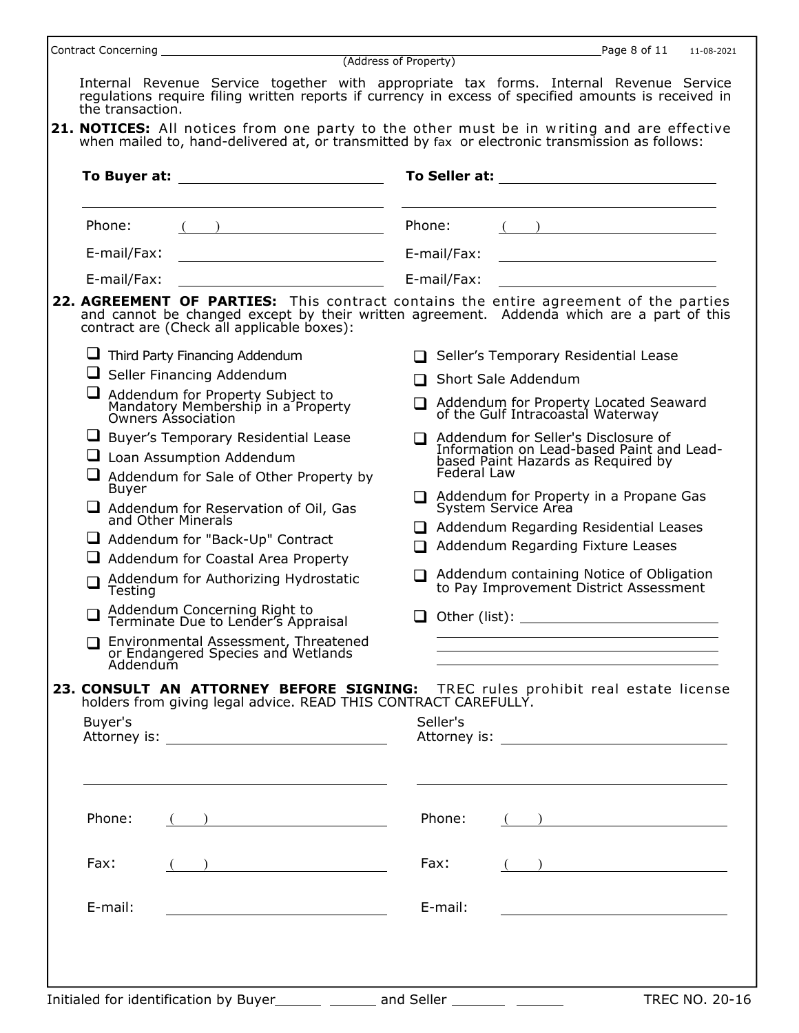Contract Concerning ______________________________ (Address of Property)

Internal Revenue Service together with appropriate tax forms. Internal Revenue Service regulations require filing written reports if currency in excess of specified amounts is received in the transaction.

**21. NOTICES:** All notices from one party to the other must be in writing and are effective when mailed to, hand-delivered at, or transmitted by fax or electronic transmission as follows:

| **To Buyer at:** ______________________ | **To Seller at:** ______________________ |
|---|---|
| ______________________ | ______________________ |
| Phone: ( ) ______________________ | Phone: ( ) ______________________ |
| E-mail/Fax: ______________________ | E-mail/Fax: ______________________ |
| E-mail/Fax: ______________________ | E-mail/Fax: ______________________ |

**22. AGREEMENT OF PARTIES:** This contract contains the entire agreement of the parties and cannot be changed except by their written agreement. Addenda which are a part of this contract are (Check all applicable boxes):

- ☐ Third Party Financing Addendum
- ☐ Seller Financing Addendum
- ☐ Addendum for Property Subject to Mandatory Membership in a Property Owners Association
- ☐ Buyer's Temporary Residential Lease
- ☐ Loan Assumption Addendum
- ☐ Addendum for Sale of Other Property by Buyer
- ☐ Addendum for Reservation of Oil, Gas and Other Minerals
- ☐ Addendum for "Back-Up" Contract
- ☐ Addendum for Coastal Area Property
- ☐ Addendum for Authorizing Hydrostatic Testing
- ☐ Addendum Concerning Right to Terminate Due to Lender's Appraisal
- ☐ Environmental Assessment, Threatened or Endangered Species and Wetlands Addendum
- ☐ Seller's Temporary Residential Lease
- ☐ Short Sale Addendum
- ☐ Addendum for Property Located Seaward of the Gulf Intracoastal Waterway
- ☐ Addendum for Seller's Disclosure of Information on Lead-based Paint and Lead-based Paint Hazards as Required by Federal Law
- ☐ Addendum for Property in a Propane Gas System Service Area
- ☐ Addendum Regarding Residential Leases
- ☐ Addendum Regarding Fixture Leases
- ☐ Addendum containing Notice of Obligation to Pay Improvement District Assessment
- ☐ Other (list): ______________________

**23. CONSULT AN ATTORNEY BEFORE SIGNING:** TREC rules prohibit real estate license holders from giving legal advice. READ THIS CONTRACT CAREFULLY.

| Buyer's Attorney is: ______________________ | Seller's Attorney is: ______________________ |
|---|---|
| ______________________ | ______________________ |
| Phone: ( ) ______________________ | Phone: ( ) ______________________ |
| Fax: ( ) ______________________ | Fax: ( ) ______________________ |
| E-mail: ______________________ | E-mail: ______________________ |

Initialed for identification by Buyer______ ______ and Seller ______ ______ TREC NO. 20-16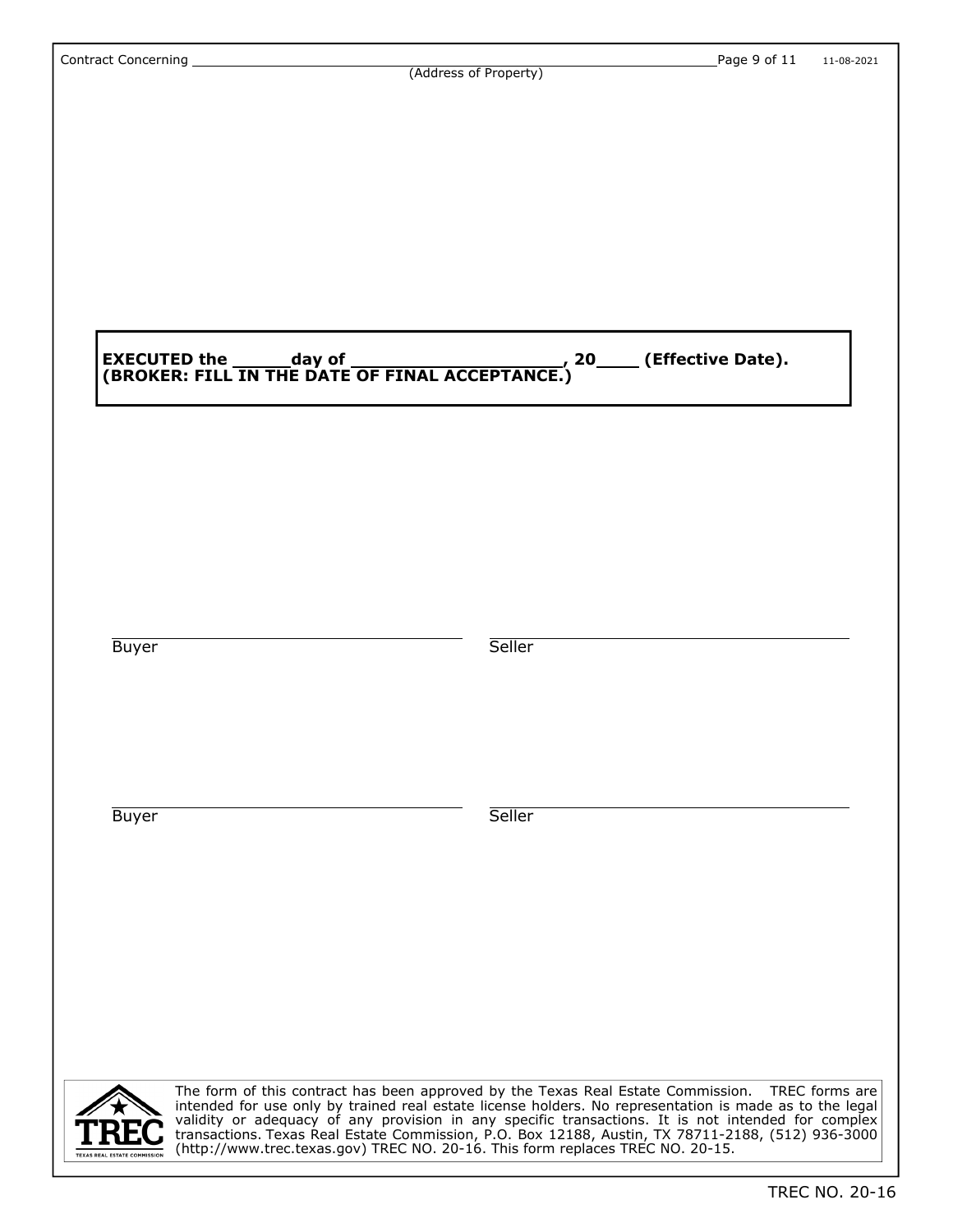**EXECUTED the \_\_\_\_\_day of \_\_\_\_\_\_\_\_\_\_\_\_\_\_\_\_\_\_\_, 20\_\_\_\_ (Effective Date).**
**(BROKER: FILL IN THE DATE OF FINAL ACCEPTANCE.)**

| | |
|---|---|
| \_\_\_\_\_\_\_\_\_\_\_\_\_\_\_\_\_\_\_\_\_\_\_\_\_\_\_\_\_\_ | \_\_\_\_\_\_\_\_\_\_\_\_\_\_\_\_\_\_\_\_\_\_\_\_\_\_\_\_\_\_ |
| Buyer | Seller |
| \_\_\_\_\_\_\_\_\_\_\_\_\_\_\_\_\_\_\_\_\_\_\_\_\_\_\_\_\_\_ | \_\_\_\_\_\_\_\_\_\_\_\_\_\_\_\_\_\_\_\_\_\_\_\_\_\_\_\_\_\_ |
| Buyer | Seller |

The form of this contract has been approved by the Texas Real Estate Commission. TREC forms are intended for use only by trained real estate license holders. No representation is made as to the legal validity or adequacy of any provision in any specific transactions. It is not intended for complex transactions. Texas Real Estate Commission, P.O. Box 12188, Austin, TX 78711-2188, (512) 936-3000 (http://www.trec.texas.gov) TREC NO. 20-16. This form replaces TREC NO. 20-15.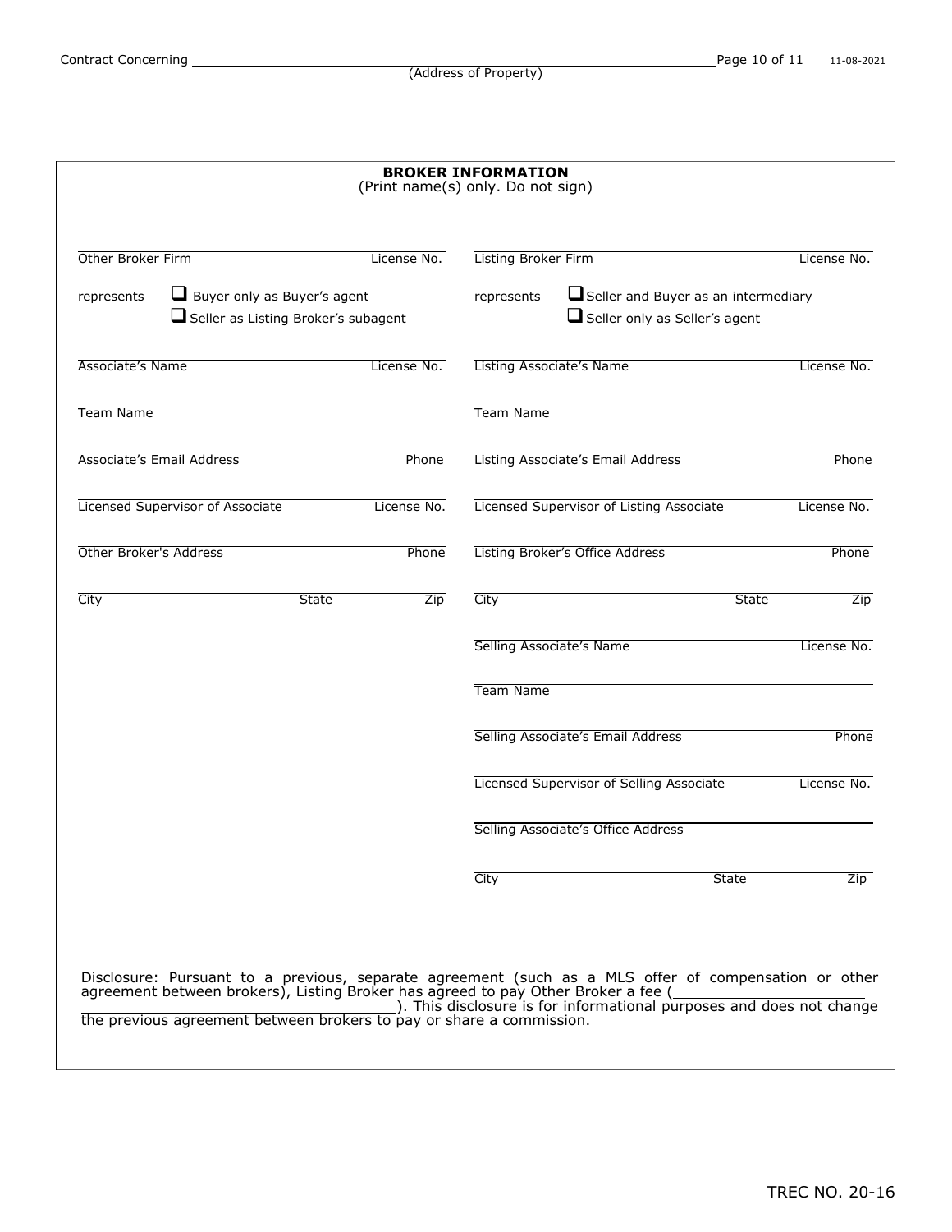Contract Concerning ______________________________________________
(Address of Property)

## BROKER INFORMATION
(Print name(s) only. Do not sign)

| | | | |
|---|---|---|---|
| Other Broker Firm | License No. | Listing Broker Firm | License No. |
| represents ☐ Buyer only as Buyer's agent ☐ Seller as Listing Broker's subagent | | represents ☐ Seller and Buyer as an intermediary ☐ Seller only as Seller's agent | |
| Associate's Name | License No. | Listing Associate's Name | License No. |
| Team Name | | Team Name | |
| Associate's Email Address | Phone | Listing Associate's Email Address | Phone |
| Licensed Supervisor of Associate | License No. | Licensed Supervisor of Listing Associate | License No. |
| Other Broker's Address | Phone | Listing Broker's Office Address | Phone |
| City State | Zip | City State | Zip |
| | | Selling Associate's Name | License No. |
| | | Team Name | |
| | | Selling Associate's Email Address | Phone |
| | | Licensed Supervisor of Selling Associate | License No. |
| | | Selling Associate's Office Address | |
| | | City State | Zip |

Disclosure: Pursuant to a previous, separate agreement (such as a MLS offer of compensation or other agreement between brokers), Listing Broker has agreed to pay Other Broker a fee (______________________ ______________________). This disclosure is for informational purposes and does not change the previous agreement between brokers to pay or share a commission.

TREC NO. 20-16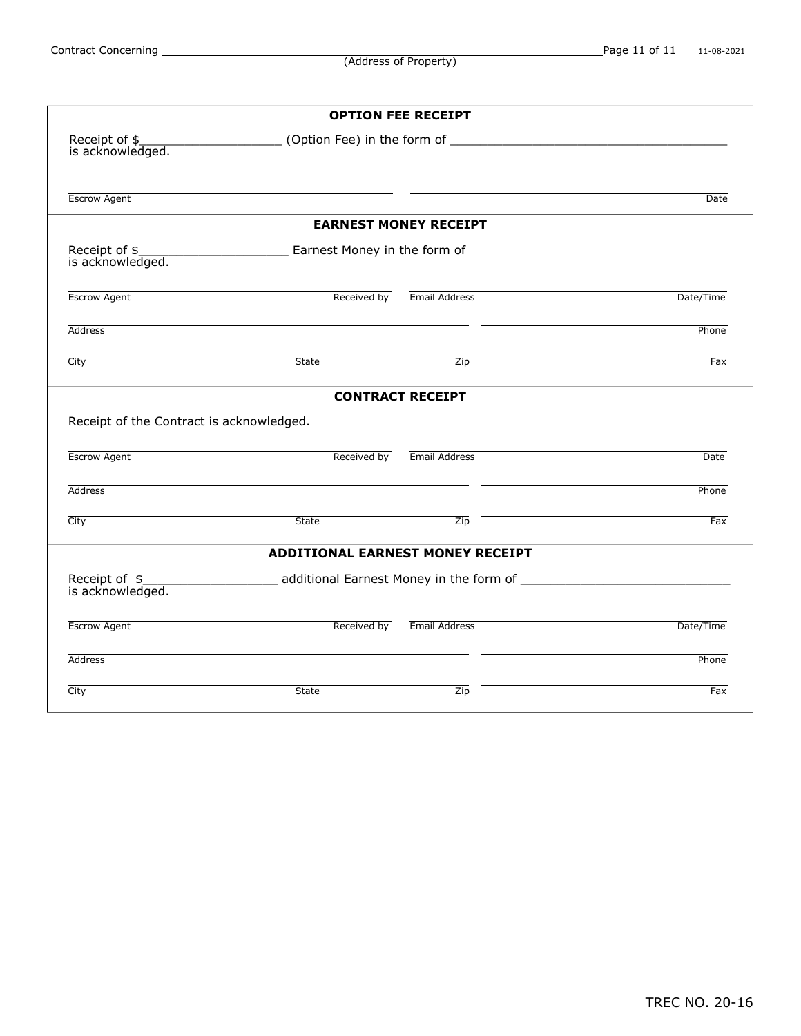## OPTION FEE RECEIPT

Receipt of $\_\_\_\_\_\_\_\_\_\_\_\_\_\_\_\_\_\_ (Option Fee) in the form of \_\_\_\_\_\_\_\_\_\_\_\_\_\_\_\_\_\_\_\_\_\_\_\_\_\_\_\_\_\_\_\_\_\_\_\_ is acknowledged.

| | |
|---|---|
| Escrow Agent | Date |

## EARNEST MONEY RECEIPT

Receipt of $\_\_\_\_\_\_\_\_\_\_\_\_\_\_\_\_\_\_\_\_ Earnest Money in the form of \_\_\_\_\_\_\_\_\_\_\_\_\_\_\_\_\_\_\_\_\_\_\_\_\_\_\_\_\_\_\_\_\_\_\_\_ is acknowledged.

| | | | |
|---|---|---|---|
| Escrow Agent | Received by | Email Address | Date/Time |
| Address | | | Phone |
| City | State | Zip | Fax |

## CONTRACT RECEIPT

Receipt of the Contract is acknowledged.

| | | | |
|---|---|---|---|
| Escrow Agent | Received by | Email Address | Date |
| Address | | | Phone |
| City | State | Zip | Fax |

## ADDITIONAL EARNEST MONEY RECEIPT

Receipt of $\_\_\_\_\_\_\_\_\_\_\_\_\_\_\_\_\_\_ additional Earnest Money in the form of \_\_\_\_\_\_\_\_\_\_\_\_\_\_\_\_\_\_\_\_\_\_\_\_\_\_\_\_\_\_ is acknowledged.

| | | | |
|---|---|---|---|
| Escrow Agent | Received by | Email Address | Date/Time |
| Address | | | Phone |
| City | State | Zip | Fax |

TREC NO. 20-16